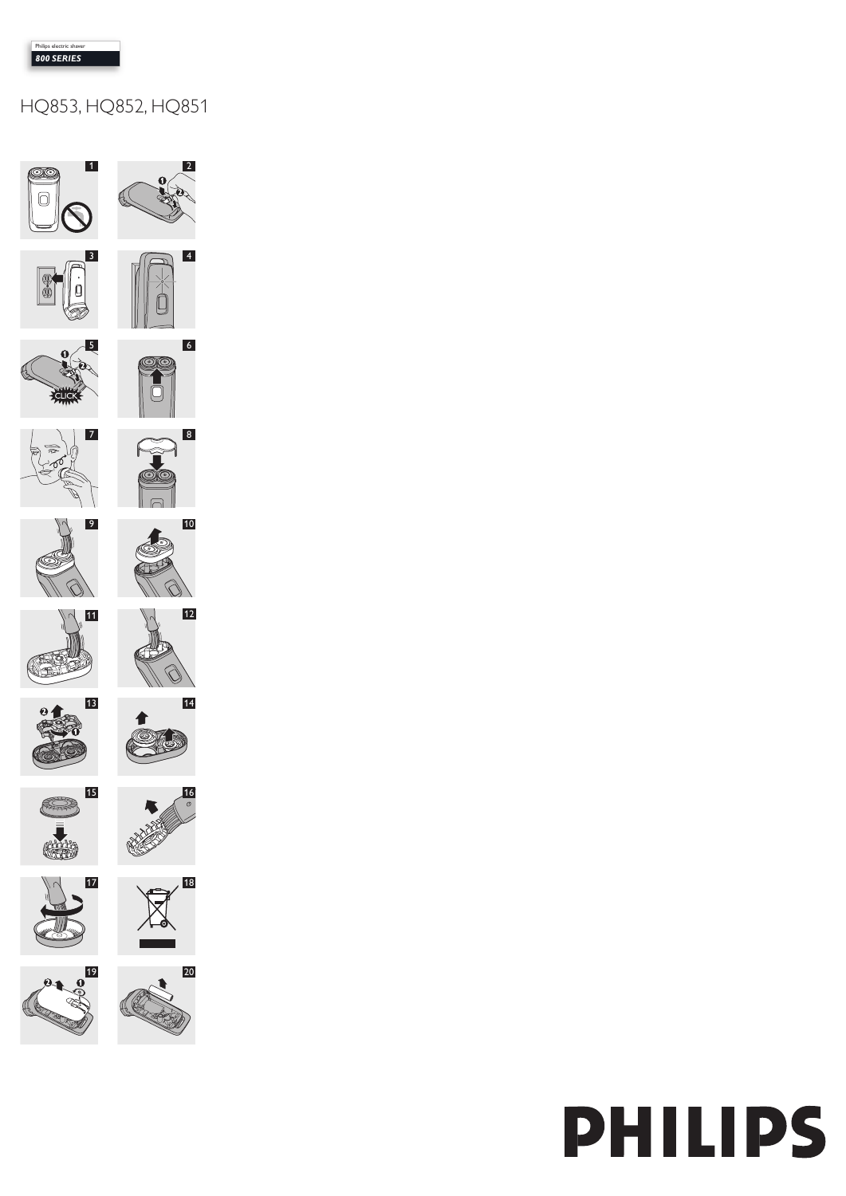Philips electric shaver

***800 SERIES***

# HQ853, HQ852, HQ851

1

2

3

4

5

6

7

8

9

10

11

12

13

14

15

16

17

18

19

20

**PHILIPS**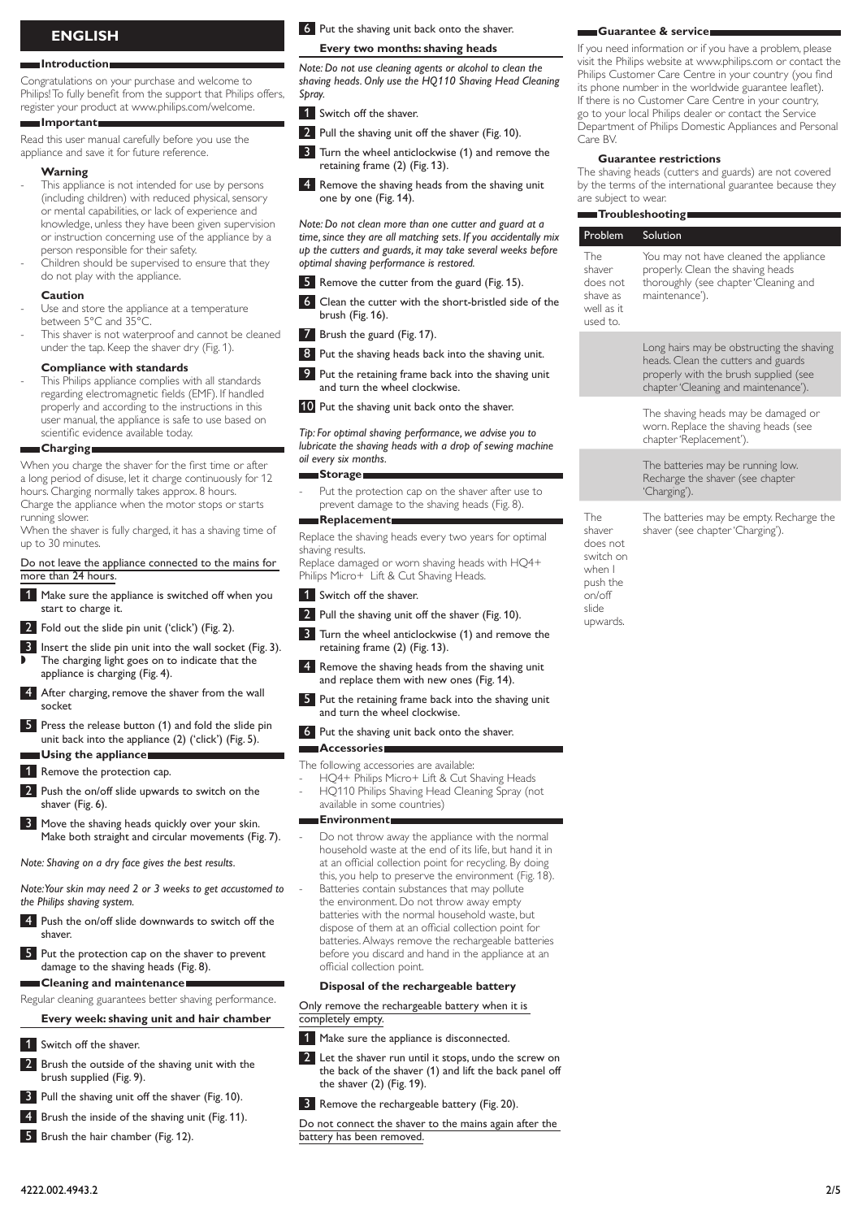# ENGLISH

## Introduction

Congratulations on your purchase and welcome to Philips! To fully benefit from the support that Philips offers, register your product at www.philips.com/welcome.

## Important

Read this user manual carefully before you use the appliance and save it for future reference.

### Warning

- This appliance is not intended for use by persons (including children) with reduced physical, sensory or mental capabilities, or lack of experience and knowledge, unless they have been given supervision or instruction concerning use of the appliance by a person responsible for their safety.
- Children should be supervised to ensure that they do not play with the appliance.

### Caution

- Use and store the appliance at a temperature between 5°C and 35°C.
- This shaver is not waterproof and cannot be cleaned under the tap. Keep the shaver dry (Fig. 1).

### Compliance with standards

- This Philips appliance complies with all standards regarding electromagnetic fields (EMF). If handled properly and according to the instructions in this user manual, the appliance is safe to use based on scientific evidence available today.

## Charging

When you charge the shaver for the first time or after a long period of disuse, let it charge continuously for 12 hours. Charging normally takes approx. 8 hours. Charge the appliance when the motor stops or starts running slower.

When the shaver is fully charged, it has a shaving time of up to 30 minutes.

Do not leave the appliance connected to the mains for more than 24 hours.

1. Make sure the appliance is switched off when you start to charge it.
2. Fold out the slide pin unit ('click') (Fig. 2).
3. Insert the slide pin unit into the wall socket (Fig. 3).
   - The charging light goes on to indicate that the appliance is charging (Fig. 4).
4. After charging, remove the shaver from the wall socket
5. Press the release button (1) and fold the slide pin unit back into the appliance (2) ('click') (Fig. 5).

## Using the appliance

1. Remove the protection cap.
2. Push the on/off slide upwards to switch on the shaver (Fig. 6).
3. Move the shaving heads quickly over your skin. Make both straight and circular movements (Fig. 7).

*Note: Shaving on a dry face gives the best results.*

*Note: Your skin may need 2 or 3 weeks to get accustomed to the Philips shaving system.*

4. Push the on/off slide downwards to switch off the shaver.
5. Put the protection cap on the shaver to prevent damage to the shaving heads (Fig. 8).

## Cleaning and maintenance

Regular cleaning guarantees better shaving performance.

### Every week: shaving unit and hair chamber

1. Switch off the shaver.
2. Brush the outside of the shaving unit with the brush supplied (Fig. 9).
3. Pull the shaving unit off the shaver (Fig. 10).
4. Brush the inside of the shaving unit (Fig. 11).
5. Brush the hair chamber (Fig. 12).
6. Put the shaving unit back onto the shaver.

### Every two months: shaving heads

*Note: Do not use cleaning agents or alcohol to clean the shaving heads. Only use the HQ110 Shaving Head Cleaning Spray.*

1. Switch off the shaver.
2. Pull the shaving unit off the shaver (Fig. 10).
3. Turn the wheel anticlockwise (1) and remove the retaining frame (2) (Fig. 13).
4. Remove the shaving heads from the shaving unit one by one (Fig. 14).

*Note: Do not clean more than one cutter and guard at a time, since they are all matching sets. If you accidentally mix up the cutters and guards, it may take several weeks before optimal shaving performance is restored.*

5. Remove the cutter from the guard (Fig. 15).
6. Clean the cutter with the short-bristled side of the brush (Fig. 16).
7. Brush the guard (Fig. 17).
8. Put the shaving heads back into the shaving unit.
9. Put the retaining frame back into the shaving unit and turn the wheel clockwise.
10. Put the shaving unit back onto the shaver.

*Tip: For optimal shaving performance, we advise you to lubricate the shaving heads with a drop of sewing machine oil every six months.*

## Storage

- Put the protection cap on the shaver after use to prevent damage to the shaving heads (Fig. 8).

## Replacement

Replace the shaving heads every two years for optimal shaving results.

Replace damaged or worn shaving heads with HQ4+ Philips Micro+ Lift & Cut Shaving Heads.

1. Switch off the shaver.
2. Pull the shaving unit off the shaver (Fig. 10).
3. Turn the wheel anticlockwise (1) and remove the retaining frame (2) (Fig. 13).
4. Remove the shaving heads from the shaving unit and replace them with new ones (Fig. 14).
5. Put the retaining frame back into the shaving unit and turn the wheel clockwise.
6. Put the shaving unit back onto the shaver.

## Accessories

The following accessories are available:

- HQ4+ Philips Micro+ Lift & Cut Shaving Heads
- HQ110 Philips Shaving Head Cleaning Spray (not available in some countries)

## Environment

- Do not throw away the appliance with the normal household waste at the end of its life, but hand it in at an official collection point for recycling. By doing this, you help to preserve the environment (Fig. 18).
- Batteries contain substances that may pollute the environment. Do not throw away empty batteries with the normal household waste, but dispose of them at an official collection point for batteries. Always remove the rechargeable batteries before you discard and hand in the appliance at an official collection point.

### Disposal of the rechargeable battery

Only remove the rechargeable battery when it is completely empty.

1. Make sure the appliance is disconnected.
2. Let the shaver run until it stops, undo the screw on the back of the shaver (1) and lift the back panel off the shaver (2) (Fig. 19).
3. Remove the rechargeable battery (Fig. 20).

Do not connect the shaver to the mains again after the battery has been removed.

## Guarantee & service

If you need information or if you have a problem, please visit the Philips website at www.philips.com or contact the Philips Customer Care Centre in your country (you find its phone number in the worldwide guarantee leaflet). If there is no Customer Care Centre in your country, go to your local Philips dealer or contact the Service Department of Philips Domestic Appliances and Personal Care BV.

### Guarantee restrictions

The shaving heads (cutters and guards) are not covered by the terms of the international guarantee because they are subject to wear.

## Troubleshooting

| Problem | Solution |
| --- | --- |
| The shaver does not shave as well as it used to. | You may not have cleaned the appliance properly. Clean the shaving heads thoroughly (see chapter 'Cleaning and maintenance'). |
| | Long hairs may be obstructing the shaving heads. Clean the cutters and guards properly with the brush supplied (see chapter 'Cleaning and maintenance'). |
| | The shaving heads may be damaged or worn. Replace the shaving heads (see chapter 'Replacement'). |
| | The batteries may be running low. Recharge the shaver (see chapter 'Charging'). |
| The shaver does not switch on when I push the on/off slide upwards. | The batteries may be empty. Recharge the shaver (see chapter 'Charging'). |

4222.002.4943.2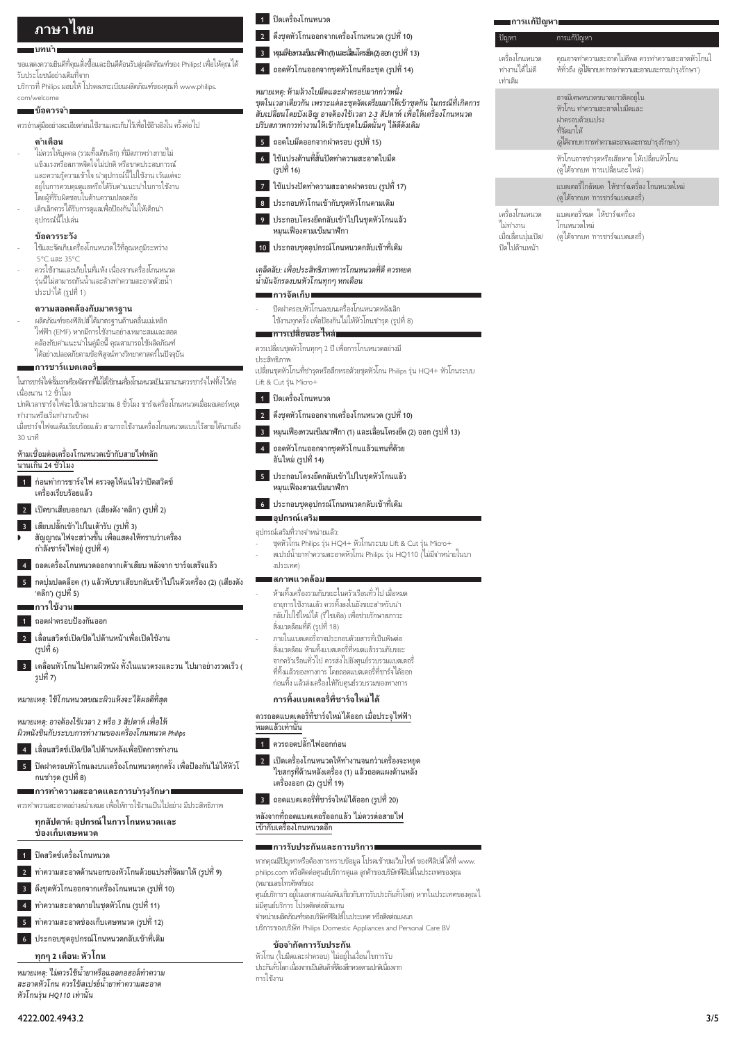# ภาษาไทย

## บทนำ

ขอแสดงความยินดีที่คุณสั่งซื้อและยินดีต้อนรับสู่ผลิตภัณฑ์ของ Philips! เพื่อให้คุณได้รับประโยชน์อย่างเต็มที่จาก บริการที่ Philips มอบให้ โปรดลงทะเบียนผลิตภัณฑ์ของคุณที่ www.philips.com/welcome

## ข้อควรจำ

ควรอ่านคู่มืออย่างละเอียดก่อนใช้งานและเก็บไว้เพื่อใช้อ้างอิงใน ครั้งต่อไป

### คำเตือน

- ไม่ควรให้บุคคล (รวมทั้งเด็กเล็ก) ที่มีสภาพร่างกายไม่แข็งแรงหรือสภาพจิตใจไม่ปกติ หรือขาดประสบการณ์และความรู้ความเข้าใจ นำอุปกรณ์นี้ไปใช้งาน เว้นแต่จะอยู่ในการควบคุมดูแลหรือได้รับคำแนะนำในการใช้งาน โดยผู้ที่รับผิดชอบในด้านความปลอดภัย
- เด็กเล็กควรได้รับการดูแลเพื่อป้องกันไม่ให้เด็กนำอุปกรณ์นี้ไปเล่น

### ข้อควรระวัง

- ใช้และจัดเก็บเครื่องโกนหนวดไว้ที่อุณหภูมิระหว่าง 5°C และ 35°C
- ควรใช้งานและเก็บในที่แห้ง เนื่องจากเครื่องโกนหนวดรุ่นนี้ไม่สามารถกันน้ำและล้างทำความสะอาดด้วยน้ำประปาได้ (รูปที่ 1)

### ความสอดคล้องกับมาตรฐาน

- ผลิตภัณฑ์ของฟิลิปส์ได้มาตรฐานด้านคลื่นแม่เหล็กไฟฟ้า (EMF) หากมีการใช้งานอย่างเหมาะสมและสอดคล้องกับคำแนะนำในคู่มือนี้ คุณสามารถใช้ผลิตภัณฑ์ได้อย่างปลอดภัยตามข้อพิสูจน์ทางวิทยาศาสตร์ในปัจจุบัน

## การชาร์จแบตเตอรี่

ในการชาร์จไฟครั้งแรกหรือหลังจากที่ไม่ได้ใช้เครื่องโกนหนวดเป็นเวลานานควรชาร์จไฟทิ้งไว้ต่อเนื่องนาน 12 ชั่วโมง

ปกติเวลาชาร์จไฟจะใช้เวลาประมาณ 8 ชั่วโมง ชาร์จเครื่องโกนหนวดเมื่อมอเตอร์หยุดทำงานหรือเริ่มทำงานช้าลง

เมื่อชาร์จไฟจนเต็มเรียบร้อยแล้ว สามารถใช้งานเครื่องโกนหนวดแบบไร้สายได้นานถึง 30 นาที

ห้ามเชื่อมต่อเครื่องโกนหนวดเข้ากับสายไฟหลักนานเกิน 24 ชั่วโมง

1. ก่อนทำการชาร์จไฟ ตรวจดูให้แน่ใจว่าปิดสวิตช์เครื่องเรียบร้อยแล้ว
2. เปิดขาเสียบออกมา (เสียงดัง 'คลิก') (รูปที่ 2)
3. เสียบปลั๊กเข้าไปในเต้ารับ (รูปที่ 3)
   - สัญญาณไฟจะสว่างขึ้น เพื่อแสดงให้ทราบว่าเครื่องกำลังชาร์จไฟอยู่ (รูปที่ 4)
4. ถอดเครื่องโกนหนวดออกจากเต้าเสียบ หลังจาก ชาร์จเสร็จแล้ว
5. กดปุ่มปลดล็อค (1) แล้วพับขาเสียบกลับเข้าไปในตัวเครื่อง (2) (เสียงดัง 'คลิก') (รูปที่ 5)

## การใช้งาน

1. ถอดฝาครอบป้องกันออก
2. เลื่อนสวิตช์เปิด/ปิดไปด้านหน้าเพื่อเปิดใช้งาน (รูปที่ 6)
3. เคลื่อนหัวโกนไปตามผิวหนัง ทั้งในแนวตรงและวน ไปมาอย่างรวดเร็ว (รูปที่ 7)

*หมายเหตุ: ใช้โกนหนวดขณะผิวแห้งจะได้ผลดีที่สุด*

*หมายเหตุ: อาจต้องใช้เวลา 2 หรือ 3 สัปดาห์ เพื่อให้ผิวหนังชินกับระบบการทำงานของเครื่องโกนหนวด Philips*

4. เลื่อนสวิตช์เปิด/ปิดไปด้านหลังเพื่อปิดการทำงาน
5. ปิดฝาครอบหัวโกนลงบนเครื่องโกนหนวดทุกครั้ง เพื่อป้องกันไม่ให้หัวโกนชำรุด (รูปที่ 8)

## การทำความสะอาดและการบำรุงรักษา

ควรทำความสะอาดอย่างสม่ำเสมอ เพื่อให้การใช้งานเป็นไปอย่าง มีประสิทธิภาพ

### ทุกสัปดาห์: อุปกรณ์ในการโกนหนวดและช่องเก็บเศษหนวด

1. ปิดสวิตช์เครื่องโกนหนวด
2. ทำความสะอาดด้านนอกของหัวโกนด้วยแปรงที่จัดมาให้ (รูปที่ 9)
3. ดึงชุดหัวโกนออกจากเครื่องโกนหนวด (รูปที่ 10)
4. ทำความสะอาดภายในชุดหัวโกน (รูปที่ 11)
5. ทำความสะอาดช่องเก็บเศษหนวด (รูปที่ 12)
6. ประกอบชุดอุปกรณ์โกนหนวดกลับเข้าที่เดิม

### ทุกๆ 2 เดือน: หัวโกน

*หมายเหตุ: ไม่ควรใช้น้ำยาหรือแอลกอฮอล์ทำความสะอาดหัวโกน ควรใช้สเปรย์น้ำยาทำความสะอาดหัวโกนรุ่น HQ110 เท่านั้น*

1. ปิดเครื่องโกนหนวด
2. ดึงชุดหัวโกนออกจากเครื่องโกนหนวด (รูปที่ 10)
3. หมุนเฟืองตามเข็มนาฬิกา (1) และเลื่อนโครงยึด (2) ออก (รูปที่ 13)
4. ถอดหัวโกนออกจากชุดหัวโกนทีละชุด (รูปที่ 14)

*หมายเหตุ: ห้ามล้างใบมีดและฝาครอบมากกว่าหนึ่งชุดในเวลาเดียวกัน เพราะแต่ละชุดจัดเตรียมมาให้เข้าชุดกัน ในกรณีที่เกิดการสับเปลี่ยนโดยบังเอิญ อาจต้องใช้เวลา 2-3 สัปดาห์ เพื่อให้เครื่องโกนหนวดปรับสภาพการทำงานให้เข้ากับชุดใบมีดนั้นๆ ได้ดีดังเดิม*

5. ถอดใบมีดออกจากฝาครอบ (รูปที่ 15)
6. ใช้แปรงด้านที่สั้นปัดทำความสะอาดใบมีด (รูปที่ 16)
7. ใช้แปรงปัดทำความสะอาดฝาครอบ (รูปที่ 17)
8. ประกอบหัวโกนเข้ากับชุดหัวโกนตามเดิม
9. ประกอบโครงยึดกลับเข้าไปในชุดหัวโกนแล้วหมุนเฟืองตามเข็มนาฬิกา
10. ประกอบชุดอุปกรณ์โกนหนวดกลับเข้าที่เดิม

*เคล็ดลับ: เพื่อประสิทธิภาพการโกนหนวดที่ดี ควรหยดน้ำมันจักรลงบนหัวโกนทุกๆ หกเดือน*

## การจัดเก็บ

- ปิดฝาครอบหัวโกนลงบนเครื่องโกนหนวดหลังเลิกใช้งานทุกครั้ง เพื่อป้องกันไม่ให้หัวโกนชำรุด (รูปที่ 8)

## การเปลี่ยนอะไหล่

ควรเปลี่ยนชุดหัวโกนทุกๆ 2 ปี เพื่อการโกนหนวดอย่างมีประสิทธิภาพ

เปลี่ยนชุดหัวโกนที่ชำรุดหรือสึกหรอด้วยชุดหัวโกน Philips รุ่น HQ4+ หัวโกนระบบ Lift & Cut รุ่น Micro+

1. ปิดเครื่องโกนหนวด
2. ดึงชุดหัวโกนออกจากเครื่องโกนหนวด (รูปที่ 10)
3. หมุนเฟืองทวนเข็มนาฬิกา (1) และเลื่อนโครงยึด (2) ออก (รูปที่ 13)
4. ถอดหัวโกนออกจากชุดหัวโกนแล้วแทนที่ด้วยอันใหม่ (รูปที่ 14)
5. ประกอบโครงยึดกลับเข้าไปในชุดหัวโกนแล้วหมุนเฟืองตามเข็มนาฬิกา
6. ประกอบชุดอุปกรณ์โกนหนวดกลับเข้าที่เดิม

## อุปกรณ์เสริม

อุปกรณ์เสริมที่วางจำหน่ายแล้ว:

- ชุดหัวโกน Philips รุ่น HQ4+ หัวโกนระบบ Lift & Cut รุ่น Micro+
- สเปรย์น้ำยาทำความสะอาดหัวโกน Philips รุ่น HQ110 (ไม่มีจำหน่ายในบางประเทศ)

## สภาพแวดล้อม

- ห้ามทิ้งเครื่องรวมกับขยะในครัวเรือนทั่วไป เมื่อหมดอายุการใช้งานแล้ว ควรทิ้งลงในถังขยะสำหรับนำกลับไปใช้ใหม่ได้ (รีไซเคิล) เพื่อช่วยรักษาสภาวะสิ่งแวดล้อมที่ดี (รูปที่ 18)
- ภายในแบตเตอรี่อาจประกอบด้วยสารที่เป็นพิษต่อสิ่งแวดล้อม ห้ามทิ้งแบตเตอรี่ที่หมดแล้วรวมกับขยะจากครัวเรือนทั่วไป ควรส่งไปยังศูนย์รวบรวมแบตเตอรี่ที่ทิ้งแล้วของทางการ โดยถอดแบตเตอรี่ที่ชาร์จได้ออกก่อนทิ้ง แล้วส่งเครื่องให้กับศูนย์รวบรวมของทางการ

### การทิ้งแบตเตอรี่ที่ชาร์จใหม่ได้

ควรถอดแบตเตอรี่ที่ชาร์จใหม่ได้ออก เมื่อประจุไฟฟ้าหมดแล้วเท่านั้น

1. ควรถอดปลั๊กไฟออกก่อน
2. เปิดเครื่องโกนหนวดให้ทำงานจนกว่าเครื่องจะหยุด ไขสกรูที่ด้านหลังเครื่อง (1) แล้วถอดแผงด้านหลังเครื่องออก (2) (รูปที่ 19)
3. ถอดแบตเตอรี่ที่ชาร์จใหม่ได้ออก (รูปที่ 20)

หลังจากที่ถอดแบตเตอรี่ออกแล้ว ไม่ควรต่อสายไฟเข้ากับเครื่องโกนหนวดอีก

## การรับประกันและการบริการ

หากคุณมีปัญหาหรือต้องการทราบข้อมูล โปรดเข้าชมเว็บไซต์ ของฟิลิปส์ได้ที่ www.philips.com หรือติดต่อศูนย์บริการดูแล ลูกค้าของบริษัทฟิลิปส์ในประเทศของคุณ (หมายเลขโทรศัพท์ของศูนย์บริการฯ อยู่ในเอกสารแผ่นพับเกี่ยวกับการรับประกันทั่วโลก) หากในประเทศของคุณไม่มีศูนย์บริการ โปรดติดต่อตัวแทนจำหน่ายผลิตภัณฑ์ของบริษัทฟิลิปส์ในประเทศ หรือติดต่อแผนกบริการของบริษัท Philips Domestic Appliances and Personal Care BV

### ข้อจำกัดการรับประกัน

หัวโกน (ใบมีดและฝาครอบ) ไม่อยู่ในเงื่อนไขการรับประกันหัวโกน เนื่องจากเป็นสินค้าที่ต้องสึกหรอตามปกติเนื่องจากการใช้งาน

## การแก้ปัญหา

| ปัญหา | การแก้ปัญหา |
|---|---|
| เครื่องโกนหนวดทำงานได้ไม่ดีเท่าเดิม | คุณอาจทำความสะอาดไม่ดีพอ ควรทำความสะอาดหัวโกนให้ทั่วถึง (ดูได้จากบท 'การทำความสะอาดและการบำรุงรักษา') |
| | อาจมีเศษหนวดขนาดยาวติดอยู่ในหัวโกน ทำความสะอาดใบมีดและฝาครอบด้วยแปรงที่จัดมาให้ (ดูได้จากบท 'การทำความสะอาดและการบำรุงรักษา') |
| | หัวโกนอาจชำรุดหรือเสียหาย ให้เปลี่ยนหัวโกน (ดูได้จากบท 'การเปลี่ยนอะไหล่') |
| | แบตเตอรี่ใกล้หมด ให้ชาร์จเครื่อง โกนหนวดใหม่ (ดูได้จากบท 'การชาร์จแบตเตอรี่') |
| เครื่องโกนหนวดไม่ทำงานเมื่อเลื่อนปุ่มเปิด/ปิดไปด้านหน้า | แบตเตอรี่หมด ให้ชาร์จเครื่องโกนหนวดใหม่ (ดูได้จากบท 'การชาร์จแบตเตอรี่') |

4222.002.4943.2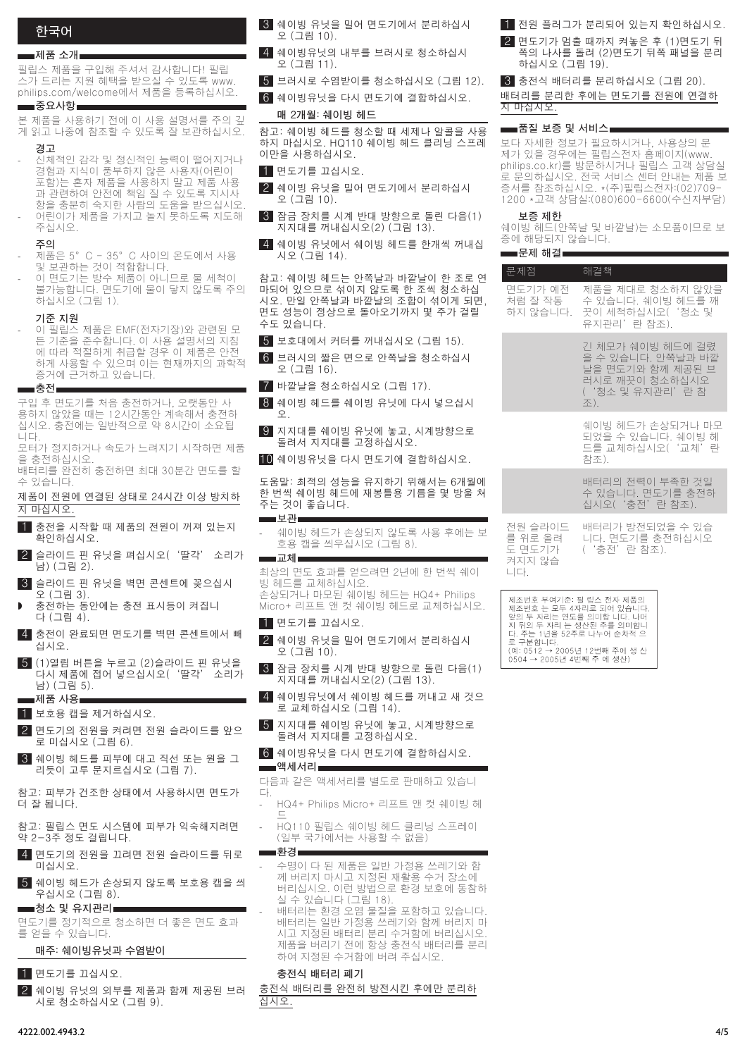## 한국어

### 제품 소개

필립스 제품을 구입해 주셔서 감사합니다! 필립스가 드리는 지원 혜택을 받으실 수 있도록 www.philips.com/welcome에서 제품을 등록하십시오.

### 중요사항

본 제품을 사용하기 전에 이 사용 설명서를 주의 깊게 읽고 나중에 참조할 수 있도록 잘 보관하십시오.

#### 경고

- 신체적인 감각 및 정신적인 능력이 떨어지거나 경험과 지식이 풍부하지 않은 사용자(어린이 포함)는 혼자 제품을 사용하지 말고 제품 사용과 관련하여 안전에 책임 질 수 있도록 지시사항을 충분히 숙지한 사람의 도움을 받으십시오.
- 어린이가 제품을 가지고 놀지 못하도록 지도해 주십시오.

#### 주의

- 제품은 5° C - 35° C 사이의 온도에서 사용 및 보관하는 것이 적합합니다.
- 이 면도기는 방수 제품이 아니므로 물 세척이 불가능합니다. 면도기에 물이 닿지 않도록 주의하십시오 (그림 1).

#### 기준 지원

- 이 필립스 제품은 EMF(전자기장)와 관련된 모든 기준을 준수합니다. 이 사용 설명서의 지침에 따라 적절하게 취급할 경우 이 제품은 안전하게 사용할 수 있으며 이는 현재까지의 과학적 증거에 근거하고 있습니다.

### 충전

구입 후 면도기를 처음 충전하거나, 오랫동안 사용하지 않았을 때는 12시간동안 계속해서 충전하십시오. 충전에는 일반적으로 약 8시간이 소요됩니다.

모터가 정지하거나 속도가 느려지기 시작하면 제품을 충전하십시오.

배터리를 완전히 충전하면 최대 30분간 면도를 할 수 있습니다.

<u>제품이 전원에 연결된 상태로 24시간 이상 방치하지 마십시오.</u>

1. 충전을 시작할 때 제품의 전원이 꺼져 있는지 확인하십시오.
2. 슬라이드 핀 유닛을 펴십시오('딸각' 소리가 남) (그림 2).
3. 슬라이드 핀 유닛을 벽면 콘센트에 꽂으십시오 (그림 3).
   - 충전하는 동안에는 충전 표시등이 켜집니다 (그림 4).
4. 충전이 완료되면 면도기를 벽면 콘센트에서 빼십시오.
5. (1)열림 버튼을 누르고 (2)슬라이드 핀 유닛을 다시 제품에 접어 넣으십시오('딸각' 소리가 남) (그림 5).

### 제품 사용

1. 보호용 캡을 제거하십시오.
2. 면도기의 전원을 켜려면 전원 슬라이드를 앞으로 미십시오 (그림 6).
3. 쉐이빙 헤드를 피부에 대고 직선 또는 원을 그리듯이 고루 문지르십시오 (그림 7).

참고: 피부가 건조한 상태에서 사용하시면 면도가 더 잘 됩니다.

참고: 필립스 면도 시스템에 피부가 익숙해지려면 약 2-3주 정도 걸립니다.

4. 면도기의 전원을 끄려면 전원 슬라이드를 뒤로 미십시오.
5. 쉐이빙 헤드가 손상되지 않도록 보호용 캡을 씌우십시오 (그림 8).

### 청소 및 유지관리

면도기를 정기적으로 청소하면 더 좋은 면도 효과를 얻을 수 있습니다.

#### 매주: 쉐이빙유닛과 수염받이

1. 면도기를 끄십시오.
2. 쉐이빙 유닛의 외부를 제품과 함께 제공된 브러시로 청소하십시오 (그림 9).
3. 쉐이빙 유닛을 밀어 면도기에서 분리하십시오 (그림 10).
4. 쉐이빙유닛의 내부를 브러시로 청소하십시오 (그림 11).
5. 브러시로 수염받이를 청소하십시오 (그림 12).
6. 쉐이빙유닛을 다시 면도기에 결합하십시오.

#### 매 2개월: 쉐이빙 헤드

참고: 쉐이빙 헤드를 청소할 때 세제나 알콜을 사용하지 마십시오. HQ110 쉐이빙 헤드 클리닝 스프레이만을 사용하십시오.

1. 면도기를 끄십시오.
2. 쉐이빙 유닛을 밀어 면도기에서 분리하십시오 (그림 10).
3. 잠금 장치를 시계 반대 방향으로 돌린 다음(1) 지지대를 꺼내십시오(2) (그림 13).
4. 쉐이빙 유닛에서 쉐이빙 헤드를 한개씩 꺼내십시오 (그림 14).

참고: 쉐이빙 헤드는 안쪽날과 바깥날이 한 조로 연마되어 있으므로 섞이지 않도록 한 조씩 청소하십시오. 만일 안쪽날과 바깥날의 조합이 섞이게 되면, 면도 성능이 정상으로 돌아오기까지 몇 주가 걸릴 수도 있습니다.

5. 보호대에서 커터를 꺼내십시오 (그림 15).
6. 브러시의 짧은 면으로 안쪽날을 청소하십시오 (그림 16).
7. 바깥날을 청소하십시오 (그림 17).
8. 쉐이빙 헤드를 쉐이빙 유닛에 다시 넣으십시오.
9. 지지대를 쉐이빙 유닛에 놓고, 시계방향으로 돌려서 지지대를 고정하십시오.
10. 쉐이빙유닛을 다시 면도기에 결합하십시오.

도움말: 최적의 성능을 유지하기 위해서는 6개월에 한 번씩 쉐이빙 헤드에 재봉틀용 기름을 몇 방울 쳐 주는 것이 좋습니다.

### 보관

- 쉐이빙 헤드가 손상되지 않도록 사용 후에는 보호용 캡을 씌우십시오 (그림 8).

### 교체

최상의 면도 효과를 얻으려면 2년에 한 번씩 쉐이빙 헤드를 교체하십시오.

손상되거나 마모된 쉐이빙 헤드는 HQ4+ Philips Micro+ 리프트 앤 컷 쉐이빙 헤드로 교체하십시오.

1. 면도기를 끄십시오.
2. 쉐이빙 유닛을 밀어 면도기에서 분리하십시오 (그림 10).
3. 잠금 장치를 시계 반대 방향으로 돌린 다음(1) 지지대를 꺼내십시오(2) (그림 13).
4. 쉐이빙유닛에서 쉐이빙 헤드를 꺼내고 새 것으로 교체하십시오 (그림 14).
5. 지지대를 쉐이빙 유닛에 놓고, 시계방향으로 돌려서 지지대를 고정하십시오.
6. 쉐이빙유닛을 다시 면도기에 결합하십시오.

### 액세서리

다음과 같은 액세서리를 별도로 판매하고 있습니다.

- HQ4+ Philips Micro+ 리프트 앤 컷 쉐이빙 헤드
- HQ110 필립스 쉐이빙 헤드 클리닝 스프레이 (일부 국가에서는 사용할 수 없음)

### 환경

- 수명이 다 된 제품은 일반 가정용 쓰레기와 함께 버리지 마시고 지정된 재활용 수거 장소에 버리십시오. 이런 방법으로 환경 보호에 동참하실 수 있습니다 (그림 18).
- 배터리는 환경 오염 물질을 포함하고 있습니다. 배터리는 일반 가정용 쓰레기와 함께 버리지 마시고 지정된 배터리 분리 수거함에 버리십시오. 제품을 버리기 전에 항상 충전식 배터리를 분리하여 지정된 수거함에 버려 주십시오.

#### 충전식 배터리 폐기

<u>충전식 배터리를 완전히 방전시킨 후에만 분리하십시오.</u>

1. 전원 플러그가 분리되어 있는지 확인하십시오.
2. 면도기가 멈출 때까지 켜놓은 후 (1)면도기 뒤쪽의 나사를 돌려 (2)면도기 뒤쪽 패널을 분리하십시오 (그림 19).
3. 충전식 배터리를 분리하십시오 (그림 20).

<u>배터리를 분리한 후에는 면도기를 전원에 연결하지 마십시오.</u>

### 품질 보증 및 서비스

보다 자세한 정보가 필요하시거나, 사용상의 문제가 있을 경우에는 필립스전자 홈페이지(www.philips.co.kr)를 방문하시거나 필립스 고객 상담실로 문의하십시오. 전국 서비스 센터 안내는 제품 보증서를 참조하십시오. *(주)필립스전자:(02)709-1200 *고객 상담실:(080)600-6600(수신자부담)

#### 보증 제한

쉐이빙 헤드(안쪽날 및 바깥날)는 소모품이므로 보증에 해당되지 않습니다.

### 문제 해결

| 문제점 | 해결책 |
|---|---|
| 면도기가 예전처럼 잘 작동하지 않습니다. | 제품을 제대로 청소하지 않았을 수 있습니다. 쉐이빙 헤드를 깨끗이 세척하십시오('청소 및 유지관리' 란 참조). |
| | 긴 체모가 쉐이빙 헤드에 걸렸을 수 있습니다. 안쪽날과 바깥날을 면도기와 함께 제공된 브러시로 깨끗이 청소하십시오('청소 및 유지관리' 란 참조). |
| | 쉐이빙 헤드가 손상되거나 마모되었을 수 있습니다. 쉐이빙 헤드를 교체하십시오('교체' 란 참조). |
| | 배터리의 전력이 부족한 것일 수 있습니다. 면도기를 충전하십시오('충전' 란 참조). |
| 전원 슬라이드를 위로 올려도 면도기가 켜지지 않습니다. | 배터리가 방전되었을 수 있습니다. 면도기를 충전하십시오('충전' 란 참조). |

제조번호 부여기준: 필립스 전자 제품의 제조번호는 모두 4자리로 되어 있습니다. 앞의 두 자리는 연도를 의미합니다. 나머지 뒤의 두 자리는 생산된 주를 의미합니다. 주는 1년을 52주로 나누어 순차적으로 구분합니다.
(예: 0512 → 2005년 12번째 주에 생산 0504 → 2005년 4번째 주에 생산)

4222.002.4943.2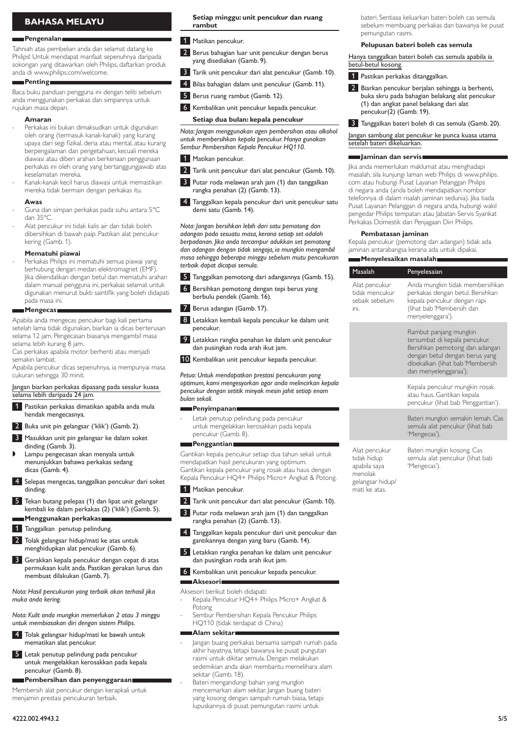## BAHASA MELAYU

### Pengenalan

Tahniah atas pembelian anda dan selamat datang ke Philips! Untuk mendapat manfaat sepenuhnya daripada sokongan yang ditawarkan oleh Philips, daftarkan produk anda di www.philips.com/welcome.

### Penting

Baca buku panduan pengguna ini dengan teliti sebelum anda menggunakan perkakas dan simpannya untuk rujukan masa depan.

#### Amaran

- Perkakas ini bukan dimaksudkan untuk digunakan oleh orang (termasuk kanak-kanak) yang kurang upaya dari segi fizikal, deria atau mental, atau kurang berpengalaman dan pengetahuan, kecuali mereka diawasi atau diberi arahan berkenaan penggunaan perkakas ini oleh orang yang bertanggungjawab atas keselamatan mereka.
- Kanak-kanak kecil harus diawasi untuk memastikan mereka tidak bermain dengan perkakas itu.

#### Awas

- Guna dan simpan perkakas pada suhu antara 5°C dan 35°C.
- Alat pencukur ini tidak kalis air dan tidak boleh dibersihkan di bawah paip. Pastikan alat pencukur kering (Gamb. 1).

#### Mematuhi piawai

- Perkakas Philips ini mematuhi semua piawai yang berhubung dengan medan elektromagnet (EMF). Jika dikendalikan dengan betul dan mematuhi arahan dalam manual pengguna ini, perkakas selamat untuk digunakan menurut bukti saintifik yang boleh didapati pada masa ini.

### Mengecas

Apabila anda mengecas pencukur bagi kali pertama setelah lama tidak digunakan, biarkan ia dicas berterusan selama 12 jam. Pengecasan biasanya mengambil masa selama lebih kurang 8 jam.

Cas perkakas apabila motor berhenti atau menjadi semakin lambat.

Apabila pencukur dicas sepenuhnya, ia mempunyai masa cukuran sehingga 30 minit.

Jangan biarkan perkakas dipasang pada sesalur kuasa selama lebih daripada 24 jam.

1. Pastikan perkakas dimatikan apabila anda mula hendak mengecasnya.
2. Buka unit pin gelangsar ('klik') (Gamb. 2).
3. Masukkan unit pin gelangsar ke dalam soket dinding (Gamb. 3).
   - Lampu pengecasan akan menyala untuk menunjukkan bahawa perkakas sedang dicas (Gamb. 4).
4. Selepas mengecas, tanggalkan pencukur dari soket dinding.
5. Tekan butang pelepas (1) dan lipat unit gelangar kembali ke dalam perkakas (2) ('klik') (Gamb. 5).

### Menggunakan perkakas

1. Tanggalkan penutup pelindung.
2. Tolak gelangsar hidup/mati ke atas untuk menghidupkan alat pencukur (Gamb. 6).
3. Gerakkan kepala pencukur dengan cepat di atas permukaan kulit anda. Pastikan gerakan lurus dan membuat dilakukan (Gamb. 7).

*Nota: Hasil pencukuran yang terbaik akan terhasil jika muka anda kering.*

*Nota: Kulit anda mungkin memerlukan 2 atau 3 minggu untuk membiasakan diri dengan sistem Philips.*

4. Tolak gelangsar hidup/mati ke bawah untuk mematikan alat pencukur.
5. Letak penutup pelindung pada pencukur untuk mengelakkan kerosakkan pada kepala pencukur (Gamb. 8).

### Pembersihan dan penyenggaraan

Membersih alat pencukur dengan kerapkali untuk menjamin prestasi pencukuran terbaik.

#### Setiap minggu: unit pencukur dan ruang rambut

1. Matikan pencukur.
2. Berus bahagian luar unit pencukur dengan berus yang disediakan (Gamb. 9).
3. Tarik unit pencukur dari alat pencukur (Gamb. 10).
4. Bilas bahagian dalam unit pencukur (Gamb. 11).
5. Berus ruang rambut (Gamb. 12).
6. Kembalikan unit pencukur kepada pencukur.

#### Setiap dua bulan: kepala pencukur

*Nota: Jangan menggunakan agen pembersihan atau alkohol untuk membersihkan kepala pencukur. Hanya gunakan Sembur Pembersihan Kepala Pencukur HQ110.*

1. Matikan pencukur.
2. Tarik unit pencukur dari alat pencukur (Gamb. 10).
3. Putar roda melawan arah jam (1) dan tanggalkan rangka penahan (2) (Gamb. 13).
4. Tanggalkan kepala pencukur dari unit pencukur satu demi satu (Gamb. 14).

*Nota: Jangan bersihkan lebih dari satu pemotong dan adangan pada sesuatu masa, kerana setiap set adalah berpadanan. Jika anda tercampur adukkan set pemotong dan adangan dengan tidak sengaja, ia mungkin mengambil masa sehingga beberapa minggu sebelum mutu pencukuran terbaik dapat dicapai semula.*

5. Tanggalkan pemotong dari adangannya (Gamb. 15).
6. Bersihkan pemotong dengan tepi berus yang berbulu pendek (Gamb. 16).
7. Berus adangan (Gamb. 17).
8. Letakkan kembali kepala pencukur ke dalam unit pencukur.
9. Letakkan rangka penahan ke dalam unit pencukur dan pusingkan roda arah ikut jam.
10. Kembalikan unit pencukur kepada pencukur.

*Petua: Untuk mendapatkan prestasi pencukuran yang optimum, kami mengesyorkan agar anda melincirkan kepala pencukur dengan setitik minyak mesin jahit setiap enam bulan sekali.*

### Penyimpanan

- Letak penutup pelindung pada pencukur untuk mengelakkan kerosakkan pada kepala pencukur (Gamb. 8).

### Penggantian

Gantikan kepala pencukur setiap dua tahun sekali untuk mendapatkan hasil pencukuran yang optimum. Gantikan kepala pencukur yang rosak atau haus dengan Kepala Pencukur HQ4+ Philips Micro+ Angkat & Potong.

1. Matikan pencukur.
2. Tarik unit pencukur dari alat pencukur (Gamb. 10).
3. Putar roda melawan arah jam (1) dan tanggalkan rangka penahan (2) (Gamb. 13).
4. Tanggalkan kepala pencukur dari unit pencukur dan gantikannya dengan yang baru (Gamb. 14).
5. Letakkan rangka penahan ke dalam unit pencukur dan pusingkan roda arah ikut jam.
6. Kembalikan unit pencukur kepada pencukur.

### Aksesori

Aksesori berikut boleh didapati:

- Kepala Pencukur HQ4+ Philips Micro+ Angkat & Potong
- Sembur Pembersihan Kepala Pencukur Philips HQ110 (tidak terdapat di China)

### Alam sekitar

- Jangan buang perkakas bersama sampah rumah pada akhir hayatnya, tetapi bawanya ke pusat pungutan rasmi untuk dikitar semula. Dengan melakukan sedemikian anda akan membantu memelihara alam sekitar (Gamb. 18).
- Bateri mengandungi bahan yang mungkin mencemarkan alam sekitar. Jangan buang bateri yang kosong dengan sampah rumah biasa, tetapi lupuskannya di pusat pemungutan rasmi untuk bateri. Sentiasa keluarkan bateri boleh cas semula sebelum membuang perkakas dan bawanya ke pusat pemungutan rasmi.

#### Pelupusan bateri boleh cas semula

Hanya tanggalkan bateri boleh cas semula apabila ia betul-betul kosong.

1. Pastikan perkakas ditanggalkan.
2. Biarkan pencukur berjalan sehingga ia berhenti, buka skru pada bahagian belakang alat pencukur (1) dan angkat panel belakang dari alat pencukur(2) (Gamb. 19).
3. Tanggalkan bateri boleh di cas semula (Gamb. 20).

Jangan sambung alat pencukur ke punca kuasa utama setelah bateri dikeluarkan.

### Jaminan dan servis

Jika anda memerlukan maklumat atau menghadapi masalah, sila kunjungi laman web Philips di www.philips.com atau hubungi Pusat Layanan Pelanggan Philips di negara anda (anda boleh mendapatkan nombor telefonnya di dalam risalah jaminan sedunia). Jika tiada Pusat Layanan Pelanggan di negara anda, hubungi wakil pengedar Philips tempatan atau Jabatan Servis Syarikat Perkakas Domestik dan Penjagaan Diri Philips.

#### Pembatasan jaminan

Kepala pencukur (pemotong dan adangan) tidak ada jaminan antarabangsa kerana ada untuk dipakai.

### Menyelesaikan masalah

| Masalah | Penyelesaian |
| --- | --- |
| Alat pencukur tidak mencukur sebaik sebelum ini. | Anda mungkin tidak membersihkan perkakas dengan betul. Bersihkan kepala pencukur dengan rapi (lihat bab 'Membersih dan menyelenggara'). |
| | Rambut panjang mungkin tersumbat di kepala pencukur. Bersihkan pemotong dan adangan dengan betul dengan berus yang dibekalkan (lihat bab 'Membersih dan menyelenggaraa'). |
| | Kepala pencukur mungkin rosak atau haus. Gantikan kepala pencukur (lihat bab 'Penggantian'). |
| | Bateri mungkin semakin lemah. Cas semula alat pencukur (lihat bab 'Mengecas'). |
| Alat pencukur tidak hidup apabila saya menolak gelangsar hidup/mati ke atas. | Bateri mungkin kosong. Cas semula alat pencukur (lihat bab 'Mengecas'). |

4222.002.4943.2